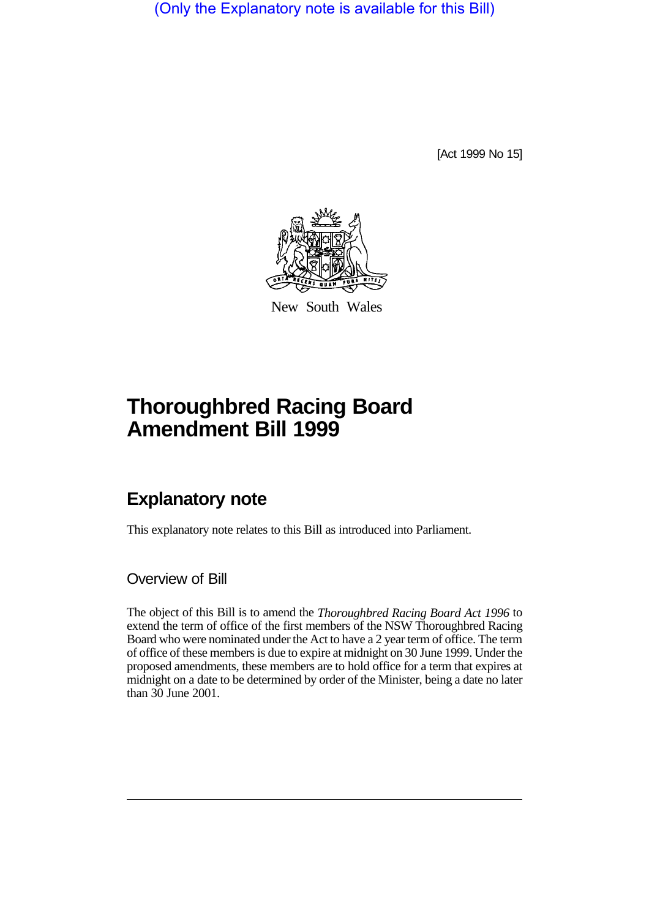(Only the Explanatory note is available for this Bill)

[Act 1999 No 15]

New South Wales

# Thoroughbred Racing Board Amendment Bill 1999

## Explanatory note

This explanatory note relates to this Bill as introduced into Parliament.

### Overview of Bill

The object of this Bill is to amend the *Thoroughbred Racing Board Act 1996* to extend the term of office of the first members of the NSW Thoroughbred Racing Board who were nominated under the Act to have a 2 year term of office. The term of office of these members is due to expire at midnight on 30 June 1999. Under the proposed amendments, these members are to hold office for a term that expires at midnight on a date to be determined by order of the Minister, being a date no later than 30 June 2001.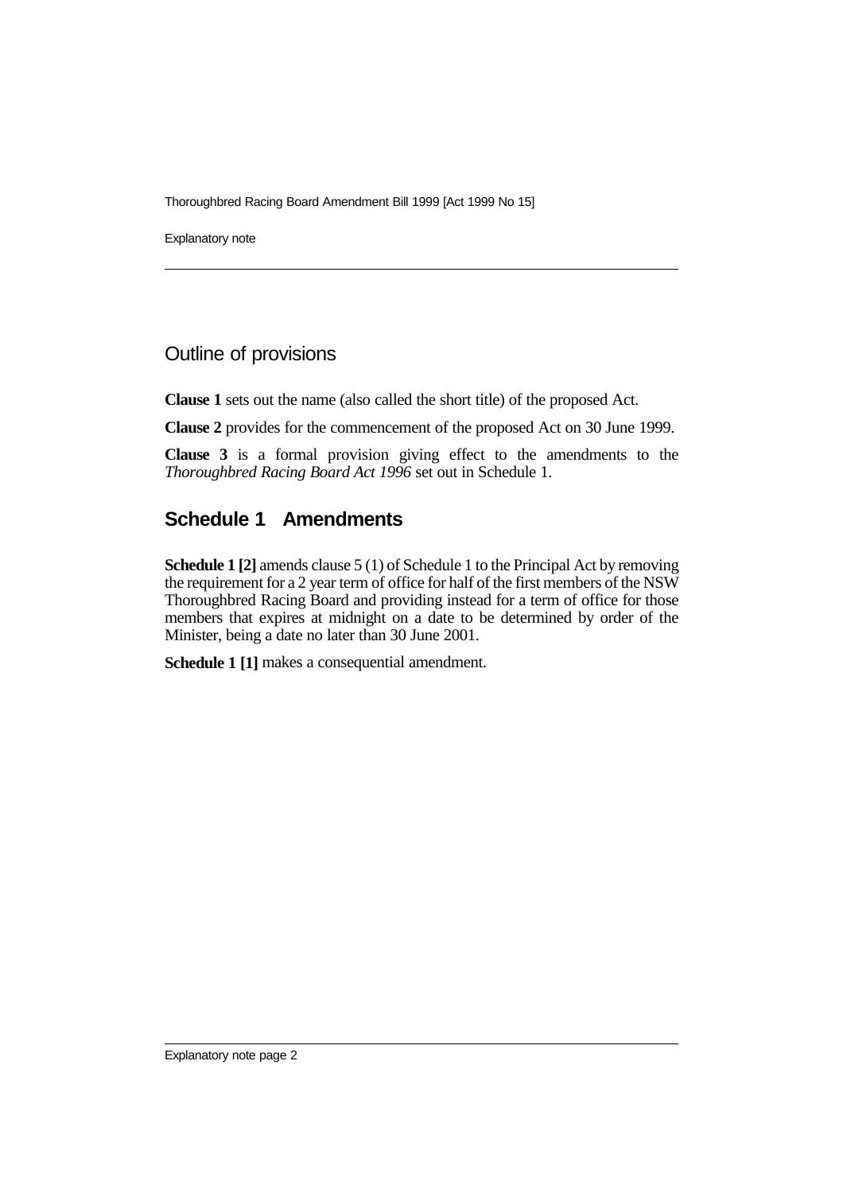## Outline of provisions

**Clause 1** sets out the name (also called the short title) of the proposed Act.

**Clause 2** provides for the commencement of the proposed Act on 30 June 1999.

**Clause 3** is a formal provision giving effect to the amendments to the *Thoroughbred Racing Board Act 1996* set out in Schedule 1.

## Schedule 1 Amendments

**Schedule 1 [2]** amends clause 5 (1) of Schedule 1 to the Principal Act by removing the requirement for a 2 year term of office for half of the first members of the NSW Thoroughbred Racing Board and providing instead for a term of office for those members that expires at midnight on a date to be determined by order of the Minister, being a date no later than 30 June 2001.

**Schedule 1 [1]** makes a consequential amendment.